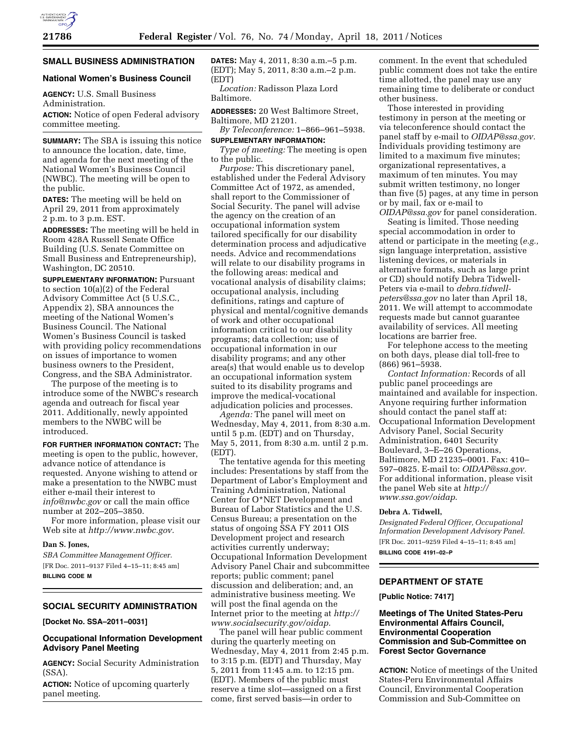## SMALL BUSINESS ADMINISTRATION

### National Women's Business Council

**AGENCY:** U.S. Small Business Administration.

**ACTION:** Notice of open Federal advisory committee meeting.

**SUMMARY:** The SBA is issuing this notice to announce the location, date, time, and agenda for the next meeting of the National Women's Business Council (NWBC). The meeting will be open to the public.

**DATES:** The meeting will be held on April 29, 2011 from approximately 2 p.m. to 3 p.m. EST.

**ADDRESSES:** The meeting will be held in Room 428A Russell Senate Office Building (U.S. Senate Committee on Small Business and Entrepreneurship), Washington, DC 20510.

**SUPPLEMENTARY INFORMATION:** Pursuant to section 10(a)(2) of the Federal Advisory Committee Act (5 U.S.C., Appendix 2), SBA announces the meeting of the National Women's Business Council. The National Women's Business Council is tasked with providing policy recommendations on issues of importance to women business owners to the President, Congress, and the SBA Administrator.

The purpose of the meeting is to introduce some of the NWBC's research agenda and outreach for fiscal year 2011. Additionally, newly appointed members to the NWBC will be introduced.

**FOR FURTHER INFORMATION CONTACT:** The meeting is open to the public, however, advance notice of attendance is requested. Anyone wishing to attend or make a presentation to the NWBC must either e-mail their interest to *info@nwbc.gov* or call the main office number at 202–205–3850.

For more information, please visit our Web site at *http://www.nwbc.gov.*

**Dan S. Jones,**

*SBA Committee Management Officer.*

[FR Doc. 2011–9137 Filed 4–15–11; 8:45 am]

**BILLING CODE M**

## SOCIAL SECURITY ADMINISTRATION

**[Docket No. SSA–2011–0031]**

### Occupational Information Development Advisory Panel Meeting

**AGENCY:** Social Security Administration (SSA).

**ACTION:** Notice of upcoming quarterly panel meeting.

**DATES:** May 4, 2011, 8:30 a.m.–5 p.m. (EDT); May 5, 2011, 8:30 a.m.–2 p.m. (EDT)

*Location:* Radisson Plaza Lord Baltimore.

**ADDRESSES:** 20 West Baltimore Street, Baltimore, MD 21201.

*By Teleconference:* 1–866–961–5938.

**SUPPLEMENTARY INFORMATION:**

*Type of meeting:* The meeting is open to the public.

*Purpose:* This discretionary panel, established under the Federal Advisory Committee Act of 1972, as amended, shall report to the Commissioner of Social Security. The panel will advise the agency on the creation of an occupational information system tailored specifically for our disability determination process and adjudicative needs. Advice and recommendations will relate to our disability programs in the following areas: medical and vocational analysis of disability claims; occupational analysis, including definitions, ratings and capture of physical and mental/cognitive demands of work and other occupational information critical to our disability programs; data collection; use of occupational information in our disability programs; and any other area(s) that would enable us to develop an occupational information system suited to its disability programs and improve the medical-vocational adjudication policies and processes.

*Agenda:* The panel will meet on Wednesday, May 4, 2011, from 8:30 a.m. until 5 p.m. (EDT) and on Thursday, May 5, 2011, from 8:30 a.m. until 2 p.m. (EDT).

The tentative agenda for this meeting includes: Presentations by staff from the Department of Labor's Employment and Training Administration, National Center for O*NET Development and Bureau of Labor Statistics and the U.S. Census Bureau; a presentation on the status of ongoing SSA FY 2011 OIS Development project and research activities currently underway; Occupational Information Development Advisory Panel Chair and subcommittee reports; public comment; panel discussion and deliberation; and, an administrative business meeting. We will post the final agenda on the Internet prior to the meeting at *http://www.socialsecurity.gov/oidap.*

The panel will hear public comment during the quarterly meeting on Wednesday, May 4, 2011 from 2:45 p.m. to 3:15 p.m. (EDT) and Thursday, May 5, 2011 from 11:45 a.m. to 12:15 pm. (EDT). Members of the public must reserve a time slot—assigned on a first come, first served basis—in order to comment. In the event that scheduled public comment does not take the entire time allotted, the panel may use any remaining time to deliberate or conduct other business.

Those interested in providing testimony in person at the meeting or via teleconference should contact the panel staff by e-mail to *OIDAP@ssa.gov.* Individuals providing testimony are limited to a maximum five minutes; organizational representatives, a maximum of ten minutes. You may submit written testimony, no longer than five (5) pages, at any time in person or by mail, fax or e-mail to *OIDAP@ssa.gov* for panel consideration.

Seating is limited. Those needing special accommodation in order to attend or participate in the meeting (*e.g.,* sign language interpretation, assistive listening devices, or materials in alternative formats, such as large print or CD) should notify Debra Tidwell-Peters via e-mail to *debra.tidwell-peters@ssa.gov* no later than April 18, 2011. We will attempt to accommodate requests made but cannot guarantee availability of services. All meeting locations are barrier free.

For telephone access to the meeting on both days, please dial toll-free to (866) 961–5938.

*Contact Information:* Records of all public panel proceedings are maintained and available for inspection. Anyone requiring further information should contact the panel staff at: Occupational Information Development Advisory Panel, Social Security Administration, 6401 Security Boulevard, 3–E–26 Operations, Baltimore, MD 21235–0001. Fax: 410–597–0825. E-mail to: *OIDAP@ssa.gov.* For additional information, please visit the panel Web site at *http://www.ssa.gov/oidap*.

**Debra A. Tidwell,**

*Designated Federal Officer, Occupational Information Development Advisory Panel.*

[FR Doc. 2011–9259 Filed 4–15–11; 8:45 am]

**BILLING CODE 4191–02–P**

## DEPARTMENT OF STATE

**[Public Notice: 7417]**

### Meetings of The United States-Peru Environmental Affairs Council, Environmental Cooperation Commission and Sub-Committee on Forest Sector Governance

**ACTION:** Notice of meetings of the United States-Peru Environmental Affairs Council, Environmental Cooperation Commission and Sub-Committee on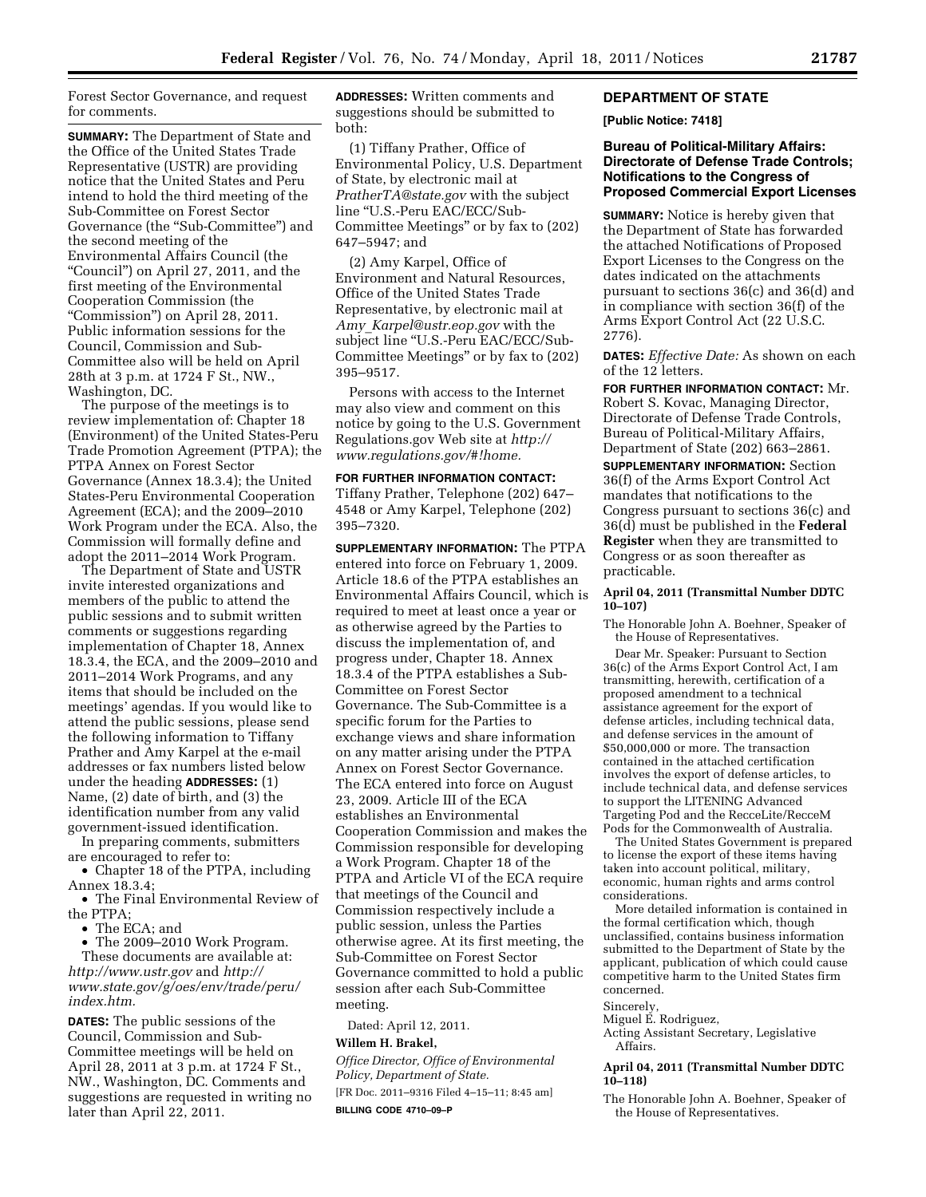Forest Sector Governance, and request for comments.

**SUMMARY:** The Department of State and the Office of the United States Trade Representative (USTR) are providing notice that the United States and Peru intend to hold the third meeting of the Sub-Committee on Forest Sector Governance (the "Sub-Committee") and the second meeting of the Environmental Affairs Council (the "Council") on April 27, 2011, and the first meeting of the Environmental Cooperation Commission (the "Commission") on April 28, 2011. Public information sessions for the Council, Commission and Sub-Committee also will be held on April 28th at 3 p.m. at 1724 F St., NW., Washington, DC.

The purpose of the meetings is to review implementation of: Chapter 18 (Environment) of the United States-Peru Trade Promotion Agreement (PTPA); the PTPA Annex on Forest Sector Governance (Annex 18.3.4); the United States-Peru Environmental Cooperation Agreement (ECA); and the 2009–2010 Work Program under the ECA. Also, the Commission will formally define and adopt the 2011–2014 Work Program.

The Department of State and USTR invite interested organizations and members of the public to attend the public sessions and to submit written comments or suggestions regarding implementation of Chapter 18, Annex 18.3.4, the ECA, and the 2009–2010 and 2011–2014 Work Programs, and any items that should be included on the meetings' agendas. If you would like to attend the public sessions, please send the following information to Tiffany Prather and Amy Karpel at the e-mail addresses or fax numbers listed below under the heading **ADDRESSES:** (1) Name, (2) date of birth, and (3) the identification number from any valid government-issued identification.

In preparing comments, submitters are encouraged to refer to:

- Chapter 18 of the PTPA, including Annex 18.3.4;
- The Final Environmental Review of the PTPA;
- The ECA; and
- The 2009–2010 Work Program.

These documents are available at: *http://www.ustr.gov* and *http://www.state.gov/g/oes/env/trade/peru/index.htm.*

**DATES:** The public sessions of the Council, Commission and Sub-Committee meetings will be held on April 28, 2011 at 3 p.m. at 1724 F St., NW., Washington, DC. Comments and suggestions are requested in writing no later than April 22, 2011.

**ADDRESSES:** Written comments and suggestions should be submitted to both:

(1) Tiffany Prather, Office of Environmental Policy, U.S. Department of State, by electronic mail at *PratherTA@state.gov* with the subject line "U.S.-Peru EAC/ECC/Sub-Committee Meetings" or by fax to (202) 647–5947; and

(2) Amy Karpel, Office of Environment and Natural Resources, Office of the United States Trade Representative, by electronic mail at *Amy_Karpel@ustr.eop.gov* with the subject line "U.S.-Peru EAC/ECC/Sub-Committee Meetings" or by fax to (202) 395–9517.

Persons with access to the Internet may also view and comment on this notice by going to the U.S. Government Regulations.gov Web site at *http://www.regulations.gov/#!home.*

**FOR FURTHER INFORMATION CONTACT:** Tiffany Prather, Telephone (202) 647–4548 or Amy Karpel, Telephone (202) 395–7320.

**SUPPLEMENTARY INFORMATION:** The PTPA entered into force on February 1, 2009. Article 18.6 of the PTPA establishes an Environmental Affairs Council, which is required to meet at least once a year or as otherwise agreed by the Parties to discuss the implementation of, and progress under, Chapter 18. Annex 18.3.4 of the PTPA establishes a Sub-Committee on Forest Sector Governance. The Sub-Committee is a specific forum for the Parties to exchange views and share information on any matter arising under the PTPA Annex on Forest Sector Governance. The ECA entered into force on August 23, 2009. Article III of the ECA establishes an Environmental Cooperation Commission and makes the Commission responsible for developing a Work Program. Chapter 18 of the PTPA and Article VI of the ECA require that meetings of the Council and Commission respectively include a public session, unless the Parties otherwise agree. At its first meeting, the Sub-Committee on Forest Sector Governance committed to hold a public session after each Sub-Committee meeting.

Dated: April 12, 2011.

**Willem H. Brakel,**

*Office Director, Office of Environmental Policy, Department of State.*

[FR Doc. 2011–9316 Filed 4–15–11; 8:45 am]

**BILLING CODE 4710–09–P**

## DEPARTMENT OF STATE

**[Public Notice: 7418]**

### Bureau of Political-Military Affairs: Directorate of Defense Trade Controls; Notifications to the Congress of Proposed Commercial Export Licenses

**SUMMARY:** Notice is hereby given that the Department of State has forwarded the attached Notifications of Proposed Export Licenses to the Congress on the dates indicated on the attachments pursuant to sections 36(c) and 36(d) and in compliance with section 36(f) of the Arms Export Control Act (22 U.S.C. 2776).

**DATES:** *Effective Date:* As shown on each of the 12 letters.

**FOR FURTHER INFORMATION CONTACT:** Mr. Robert S. Kovac, Managing Director, Directorate of Defense Trade Controls, Bureau of Political-Military Affairs, Department of State (202) 663–2861.

**SUPPLEMENTARY INFORMATION:** Section 36(f) of the Arms Export Control Act mandates that notifications to the Congress pursuant to sections 36(c) and 36(d) must be published in the **Federal Register** when they are transmitted to Congress or as soon thereafter as practicable.

**April 04, 2011 (Transmittal Number DDTC 10–107)**

The Honorable John A. Boehner, Speaker of the House of Representatives.

Dear Mr. Speaker: Pursuant to Section 36(c) of the Arms Export Control Act, I am transmitting, herewith, certification of a proposed amendment to a technical assistance agreement for the export of defense articles, including technical data, and defense services in the amount of $50,000,000 or more. The transaction contained in the attached certification involves the export of defense articles, to include technical data, and defense services to support the LITENING Advanced Targeting Pod and the RecceLite/RecceM Pods for the Commonwealth of Australia.

The United States Government is prepared to license the export of these items having taken into account political, military, economic, human rights and arms control considerations.

More detailed information is contained in the formal certification which, though unclassified, contains business information submitted to the Department of State by the applicant, publication of which could cause competitive harm to the United States firm concerned.

Sincerely,

Miguel E. Rodriguez,

Acting Assistant Secretary, Legislative Affairs.

**April 04, 2011 (Transmittal Number DDTC 10–118)**

The Honorable John A. Boehner, Speaker of the House of Representatives.